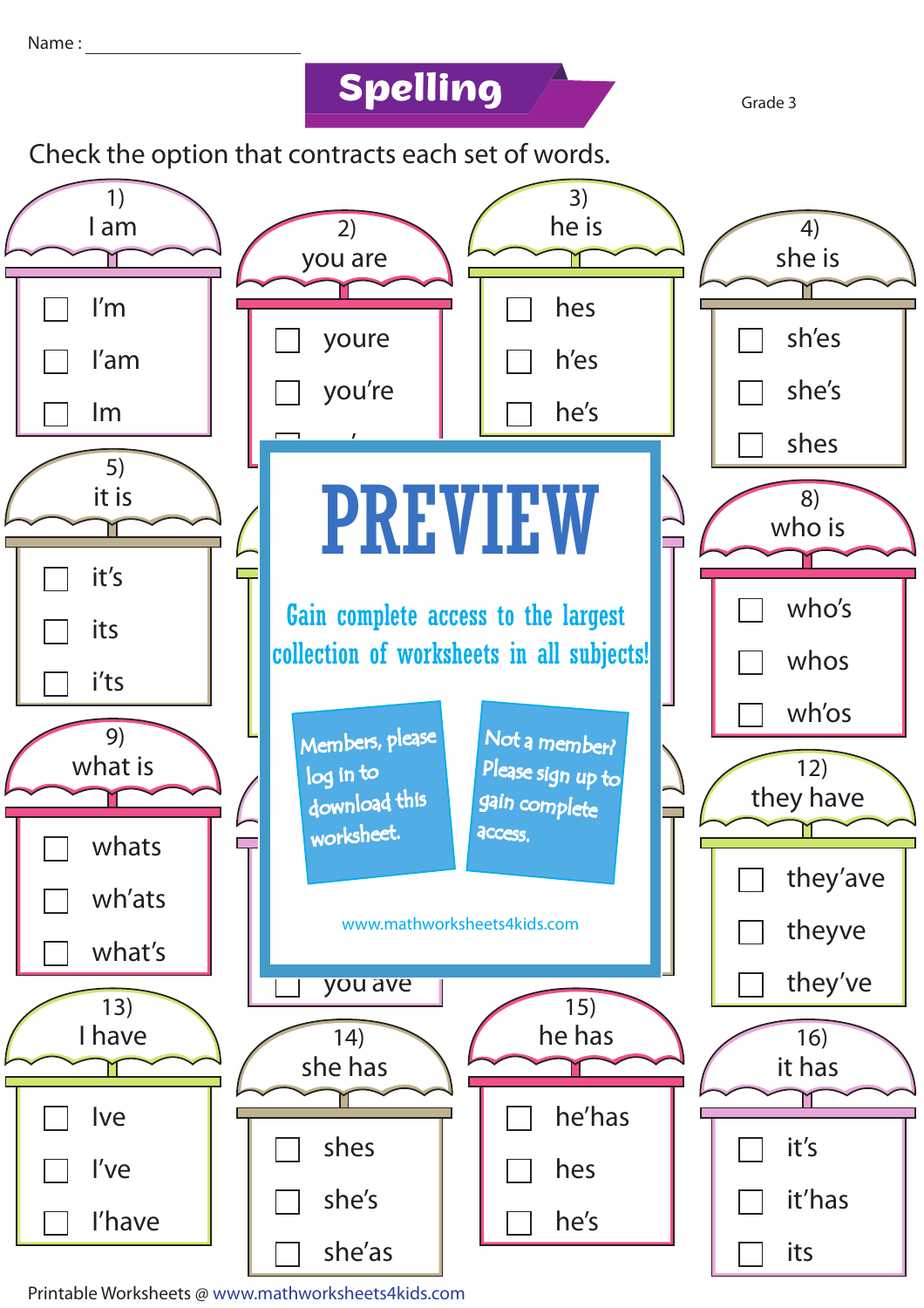Name : ____________________

# Spelling

Grade 3

Check the option that contracts each set of words.

1) I am
- ☐ I'm
- ☐ I'am
- ☐ Im

2) you are
- ☐ youre
- ☐ you're

3) he is
- ☐ hes
- ☐ h'es
- ☐ he's

4) she is
- ☐ sh'es
- ☐ she's
- ☐ shes

5) it is
- ☐ it's
- ☐ its
- ☐ i'ts

8) who is
- ☐ who's
- ☐ whos
- ☐ wh'os

9) what is
- ☐ whats
- ☐ wh'ats
- ☐ what's

12) they have
- ☐ they'ave
- ☐ theyve
- ☐ they've

- ☐ you ave

13) I have
- ☐ Ive
- ☐ I've
- ☐ I'have

14) she has
- ☐ shes
- ☐ she's
- ☐ she'as

15) he has
- ☐ he'has
- ☐ hes
- ☐ he's

16) it has
- ☐ it's
- ☐ it'has
- ☐ its

PREVIEW

Gain complete access to the largest collection of worksheets in all subjects!

Members, please log in to download this worksheet.

Not a member? Please sign up to gain complete access.

www.mathworksheets4kids.com

Printable Worksheets @ www.mathworksheets4kids.com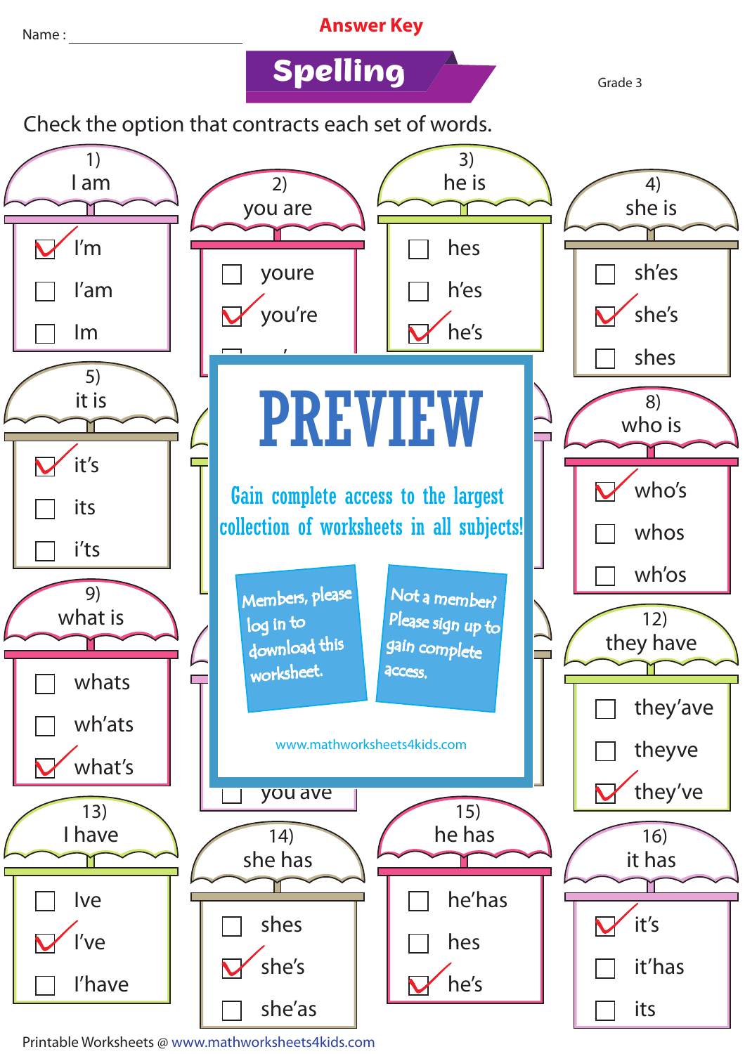Name : ____________________

**Answer Key**

# Spelling

Grade 3

Check the option that contracts each set of words.

1) I am
- [x] I'm
- [ ] I'am
- [ ] Im

2) you are
- [ ] youre
- [x] you're

3) he is
- [ ] hes
- [ ] h'es
- [x] he's

4) she is
- [ ] sh'es
- [x] she's
- [ ] shes

5) it is
- [x] it's
- [ ] its
- [ ] i'ts

8) who is
- [x] who's
- [ ] whos
- [ ] wh'os

9) what is
- [ ] whats
- [ ] wh'ats
- [x] what's

12) they have
- [ ] they'ave
- [ ] theyve
- [x] they've

13) I have
- [ ] Ive
- [x] I've
- [ ] I'have

14) she has
- [ ] shes
- [x] she's
- [ ] she'as

15) he has
- [ ] he'has
- [ ] hes
- [x] he's

16) it has
- [x] it's
- [ ] it'has
- [ ] its

PREVIEW

Gain complete access to the largest collection of worksheets in all subjects!

Members, please log in to download this worksheet.

Not a member? Please sign up to gain complete access.

www.mathworksheets4kids.com

Printable Worksheets @ www.mathworksheets4kids.com